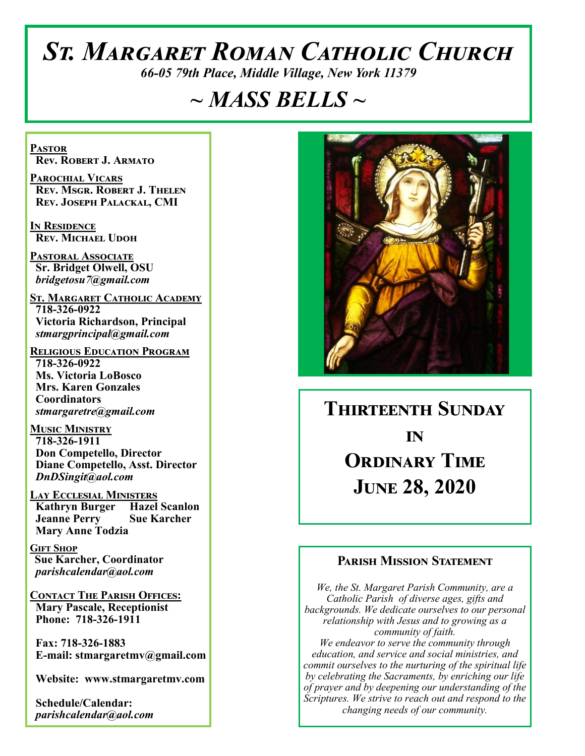# St. Margaret Roman Catholic Church

*66-05 79th Place, Middle Village, New York 11379*

# ~ MASS BELLS ~

**Pastor**
**Rev. Robert J. Armato**

**Parochial Vicars**
**Rev. Msgr. Robert J. Thelen**
**Rev. Joseph Palackal, CMI**

**In Residence**
**Rev. Michael Udoh**

**Pastoral Associate**
**Sr. Bridget Olwell, OSU**
*bridgetosu7@gmail.com*

**St. Margaret Catholic Academy**
**718-326-0922**
**Victoria Richardson, Principal**
*stmargprincipal@gmail.com*

**Religious Education Program**
**718-326-0922**
**Ms. Victoria LoBosco**
**Mrs. Karen Gonzales**
**Coordinators**
*stmargaretre@gmail.com*

**Music Ministry**
**718-326-1911**
**Don Competello, Director**
**Diane Competello, Asst. Director**
*DnDSingit@aol.com*

**Lay Ecclesial Ministers**
**Kathryn Burger** **Hazel Scanlon**
**Jeanne Perry** **Sue Karcher**
**Mary Anne Todzia**

**Gift Shop**
**Sue Karcher, Coordinator**
*parishcalendar@aol.com*

**Contact The Parish Offices:**
**Mary Pascale, Receptionist**
**Phone: 718-326-1911**

**Fax: 718-326-1883**
**E-mail: stmargaretmv@gmail.com**

**Website: www.stmargaretmv.com**

**Schedule/Calendar:**
*parishcalendar@aol.com*

## Thirteenth Sunday in Ordinary Time
## June 28, 2020

### Parish Mission Statement

*We, the St. Margaret Parish Community, are a Catholic Parish of diverse ages, gifts and backgrounds. We dedicate ourselves to our personal relationship with Jesus and to growing as a community of faith.*
*We endeavor to serve the community through education, and service and social ministries, and commit ourselves to the nurturing of the spiritual life by celebrating the Sacraments, by enriching our life of prayer and by deepening our understanding of the Scriptures. We strive to reach out and respond to the changing needs of our community.*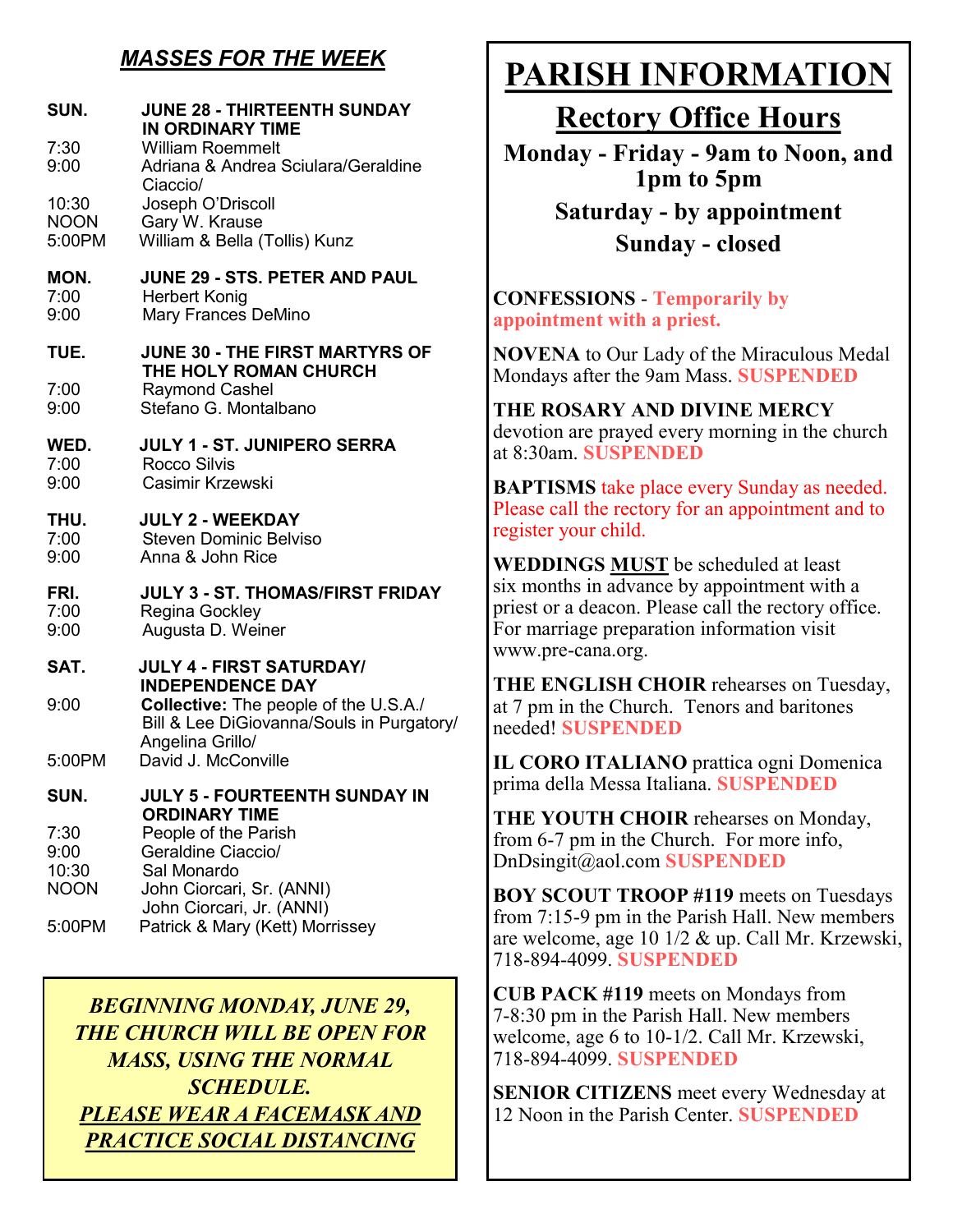## *MASSES FOR THE WEEK*

**SUN. JUNE 28 - THIRTEENTH SUNDAY IN ORDINARY TIME**

- 7:30 William Roemmelt
- 9:00 Adriana & Andrea Sciulara/Geraldine Ciaccio/
- 10:30 Joseph O'Driscoll
- NOON Gary W. Krause
- 5:00PM William & Bella (Tollis) Kunz

**MON. JUNE 29 - STS. PETER AND PAUL**

- 7:00 Herbert Konig
- 9:00 Mary Frances DeMino

**TUE. JUNE 30 - THE FIRST MARTYRS OF THE HOLY ROMAN CHURCH**

- 7:00 Raymond Cashel
- 9:00 Stefano G. Montalbano

**WED. JULY 1 - ST. JUNIPERO SERRA**

- 7:00 Rocco Silvis
- 9:00 Casimir Krzewski

**THU. JULY 2 - WEEKDAY**

- 7:00 Steven Dominic Belviso
- 9:00 Anna & John Rice

**FRI. JULY 3 - ST. THOMAS/FIRST FRIDAY**

- 7:00 Regina Gockley
- 9:00 Augusta D. Weiner

**SAT. JULY 4 - FIRST SATURDAY/ INDEPENDENCE DAY**

- 9:00 **Collective:** The people of the U.S.A./ Bill & Lee DiGiovanna/Souls in Purgatory/ Angelina Grillo/
- 5:00PM David J. McConville

**SUN. JULY 5 - FOURTEENTH SUNDAY IN ORDINARY TIME**

- 7:30 People of the Parish
- 9:00 Geraldine Ciaccio/
- 10:30 Sal Monardo
- NOON John Ciorcari, Sr. (ANNI) John Ciorcari, Jr. (ANNI)
- 5:00PM Patrick & Mary (Kett) Morrissey

***BEGINNING MONDAY, JUNE 29, THE CHURCH WILL BE OPEN FOR MASS, USING THE NORMAL SCHEDULE.***

***PLEASE WEAR A FACEMASK AND PRACTICE SOCIAL DISTANCING***

# PARISH INFORMATION

## Rectory Office Hours

**Monday - Friday - 9am to Noon, and 1pm to 5pm**

**Saturday - by appointment**

**Sunday - closed**

**CONFESSIONS** - **Temporarily by appointment with a priest.**

**NOVENA** to Our Lady of the Miraculous Medal Mondays after the 9am Mass. **SUSPENDED**

**THE ROSARY AND DIVINE MERCY** devotion are prayed every morning in the church at 8:30am. **SUSPENDED**

**BAPTISMS** take place every Sunday as needed. Please call the rectory for an appointment and to register your child.

**WEDDINGS MUST** be scheduled at least six months in advance by appointment with a priest or a deacon. Please call the rectory office. For marriage preparation information visit www.pre-cana.org.

**THE ENGLISH CHOIR** rehearses on Tuesday, at 7 pm in the Church. Tenors and baritones needed! **SUSPENDED**

**IL CORO ITALIANO** prattica ogni Domenica prima della Messa Italiana. **SUSPENDED**

**THE YOUTH CHOIR** rehearses on Monday, from 6-7 pm in the Church. For more info, DnDsingit@aol.com **SUSPENDED**

**BOY SCOUT TROOP #119** meets on Tuesdays from 7:15-9 pm in the Parish Hall. New members are welcome, age 10 1/2 & up. Call Mr. Krzewski, 718-894-4099. **SUSPENDED**

**CUB PACK #119** meets on Mondays from 7-8:30 pm in the Parish Hall. New members welcome, age 6 to 10-1/2. Call Mr. Krzewski, 718-894-4099. **SUSPENDED**

**SENIOR CITIZENS** meet every Wednesday at 12 Noon in the Parish Center. **SUSPENDED**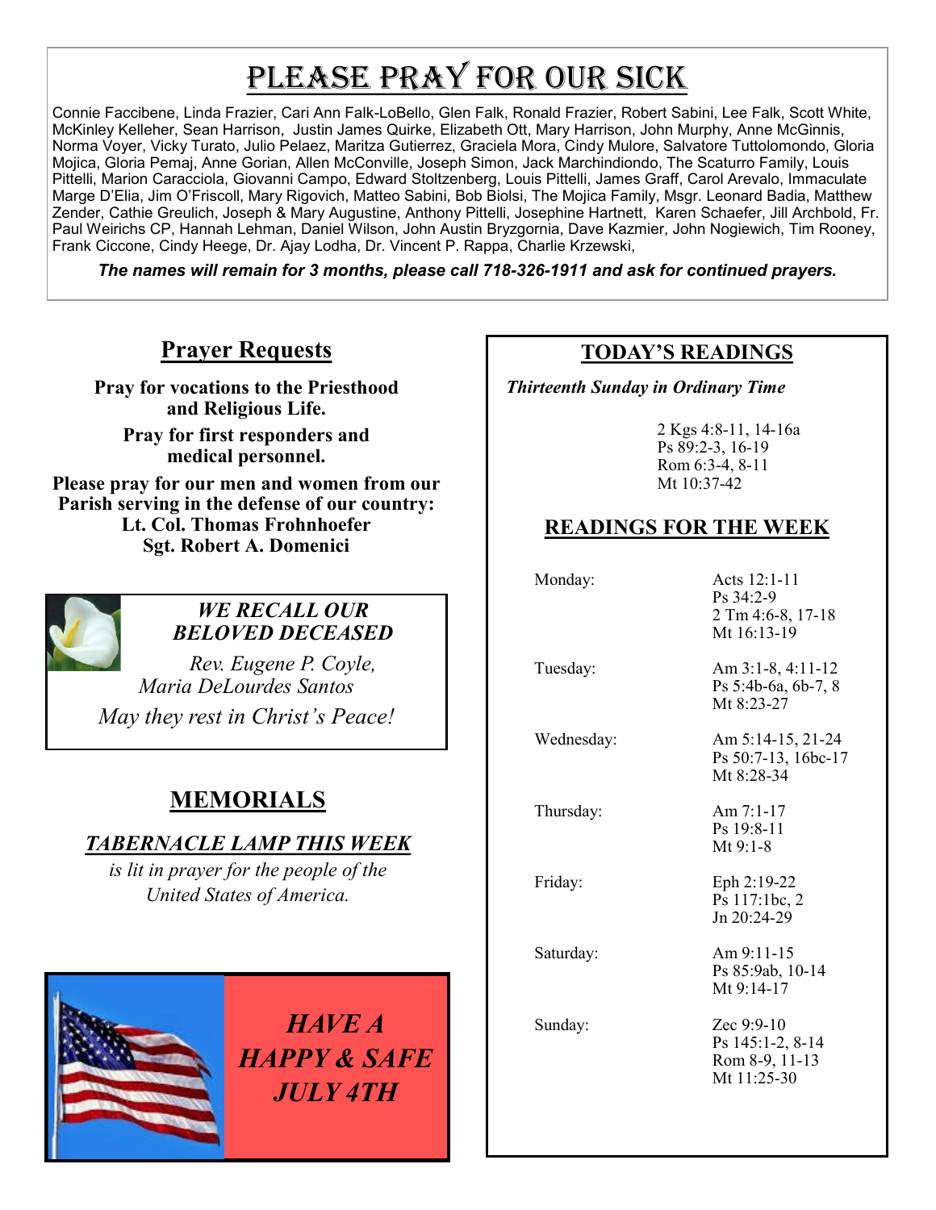# Please Pray For Our Sick

Connie Faccibene, Linda Frazier, Cari Ann Falk-LoBello, Glen Falk, Ronald Frazier, Robert Sabini, Lee Falk, Scott White, McKinley Kelleher, Sean Harrison, Justin James Quirke, Elizabeth Ott, Mary Harrison, John Murphy, Anne McGinnis, Norma Voyer, Vicky Turato, Julio Pelaez, Maritza Gutierrez, Graciela Mora, Cindy Mulore, Salvatore Tuttolomondo, Gloria Mojica, Gloria Pemaj, Anne Gorian, Allen McConville, Joseph Simon, Jack Marchindiondo, The Scaturro Family, Louis Pittelli, Marion Caracciola, Giovanni Campo, Edward Stoltzenberg, Louis Pittelli, James Graff, Carol Arevalo, Immaculate Marge D'Elia, Jim O'Friscoll, Mary Rigovich, Matteo Sabini, Bob Biolsi, The Mojica Family, Msgr. Leonard Badia, Matthew Zender, Cathie Greulich, Joseph & Mary Augustine, Anthony Pittelli, Josephine Hartnett, Karen Schaefer, Jill Archbold, Fr. Paul Weirichs CP, Hannah Lehman, Daniel Wilson, John Austin Bryzgornia, Dave Kazmier, John Nogiewich, Tim Rooney, Frank Ciccone, Cindy Heege, Dr. Ajay Lodha, Dr. Vincent P. Rappa, Charlie Krzewski,

***The names will remain for 3 months, please call 718-326-1911 and ask for continued prayers.***

## Prayer Requests

**Pray for vocations to the Priesthood and Religious Life.**

**Pray for first responders and medical personnel.**

**Please pray for our men and women from our Parish serving in the defense of our country:**
**Lt. Col. Thomas Frohnhoefer**
**Sgt. Robert A. Domenici**

***WE RECALL OUR BELOVED DECEASED***

*Rev. Eugene P. Coyle,*
*Maria DeLourdes Santos*

*May they rest in Christ's Peace!*

## MEMORIALS

***TABERNACLE LAMP THIS WEEK***

*is lit in prayer for the people of the United States of America.*

***HAVE A HAPPY & SAFE JULY 4TH***

## TODAY'S READINGS

*Thirteenth Sunday in Ordinary Time*

2 Kgs 4:8-11, 14-16a
Ps 89:2-3, 16-19
Rom 6:3-4, 8-11
Mt 10:37-42

## READINGS FOR THE WEEK

| Day | Readings |
|---|---|
| Monday: | Acts 12:1-11<br>Ps 34:2-9<br>2 Tm 4:6-8, 17-18<br>Mt 16:13-19 |
| Tuesday: | Am 3:1-8, 4:11-12<br>Ps 5:4b-6a, 6b-7, 8<br>Mt 8:23-27 |
| Wednesday: | Am 5:14-15, 21-24<br>Ps 50:7-13, 16bc-17<br>Mt 8:28-34 |
| Thursday: | Am 7:1-17<br>Ps 19:8-11<br>Mt 9:1-8 |
| Friday: | Eph 2:19-22<br>Ps 117:1bc, 2<br>Jn 20:24-29 |
| Saturday: | Am 9:11-15<br>Ps 85:9ab, 10-14<br>Mt 9:14-17 |
| Sunday: | Zec 9:9-10<br>Ps 145:1-2, 8-14<br>Rom 8-9, 11-13<br>Mt 11:25-30 |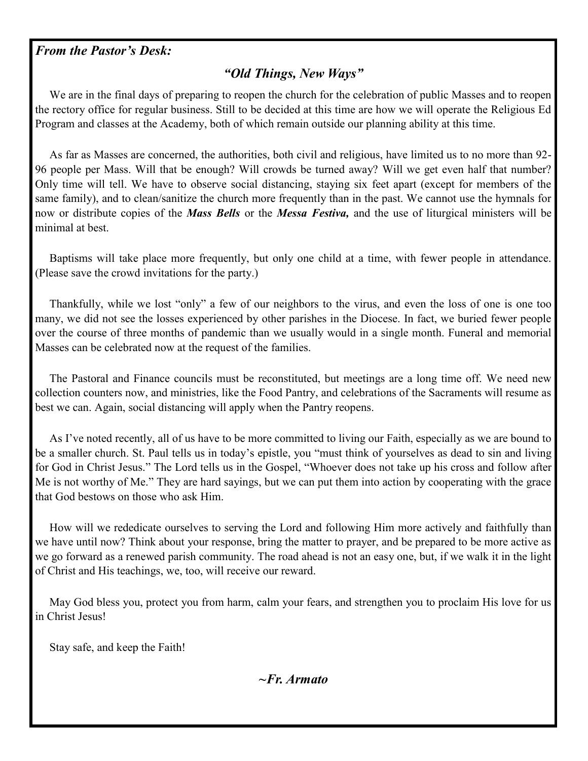***From the Pastor's Desk:***

## *"Old Things, New Ways"*

We are in the final days of preparing to reopen the church for the celebration of public Masses and to reopen the rectory office for regular business. Still to be decided at this time are how we will operate the Religious Ed Program and classes at the Academy, both of which remain outside our planning ability at this time.

As far as Masses are concerned, the authorities, both civil and religious, have limited us to no more than 92-96 people per Mass. Will that be enough? Will crowds be turned away? Will we get even half that number? Only time will tell. We have to observe social distancing, staying six feet apart (except for members of the same family), and to clean/sanitize the church more frequently than in the past. We cannot use the hymnals for now or distribute copies of the ***Mass Bells*** or the ***Messa Festiva,*** and the use of liturgical ministers will be minimal at best.

Baptisms will take place more frequently, but only one child at a time, with fewer people in attendance. (Please save the crowd invitations for the party.)

Thankfully, while we lost "only" a few of our neighbors to the virus, and even the loss of one is one too many, we did not see the losses experienced by other parishes in the Diocese. In fact, we buried fewer people over the course of three months of pandemic than we usually would in a single month. Funeral and memorial Masses can be celebrated now at the request of the families.

The Pastoral and Finance councils must be reconstituted, but meetings are a long time off. We need new collection counters now, and ministries, like the Food Pantry, and celebrations of the Sacraments will resume as best we can. Again, social distancing will apply when the Pantry reopens.

As I've noted recently, all of us have to be more committed to living our Faith, especially as we are bound to be a smaller church. St. Paul tells us in today's epistle, you "must think of yourselves as dead to sin and living for God in Christ Jesus." The Lord tells us in the Gospel, "Whoever does not take up his cross and follow after Me is not worthy of Me." They are hard sayings, but we can put them into action by cooperating with the grace that God bestows on those who ask Him.

How will we rededicate ourselves to serving the Lord and following Him more actively and faithfully than we have until now? Think about your response, bring the matter to prayer, and be prepared to be more active as we go forward as a renewed parish community. The road ahead is not an easy one, but, if we walk it in the light of Christ and His teachings, we, too, will receive our reward.

May God bless you, protect you from harm, calm your fears, and strengthen you to proclaim His love for us in Christ Jesus!

Stay safe, and keep the Faith!

***~Fr. Armato***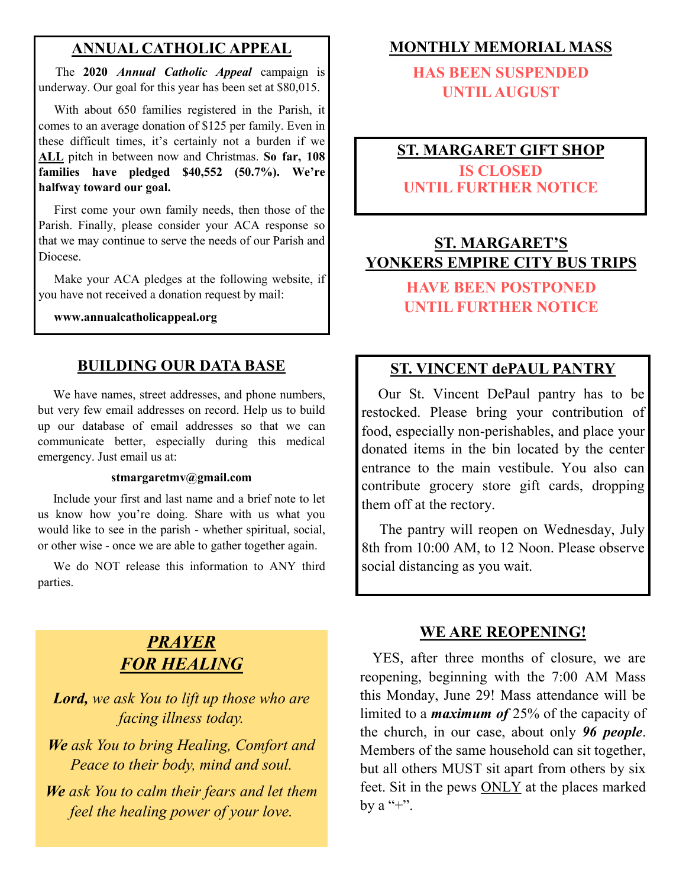## ANNUAL CATHOLIC APPEAL

The **2020 *Annual Catholic Appeal*** campaign is underway. Our goal for this year has been set at $80,015.

With about 650 families registered in the Parish, it comes to an average donation of $125 per family. Even in these difficult times, it's certainly not a burden if we **ALL** pitch in between now and Christmas. **So far, 108 families have pledged $40,552 (50.7%). We're halfway toward our goal.**

First come your own family needs, then those of the Parish. Finally, please consider your ACA response so that we may continue to serve the needs of our Parish and Diocese.

Make your ACA pledges at the following website, if you have not received a donation request by mail:

**www.annualcatholicappeal.org**

## BUILDING OUR DATA BASE

We have names, street addresses, and phone numbers, but very few email addresses on record. Help us to build up our database of email addresses so that we can communicate better, especially during this medical emergency. Just email us at:

**stmargaretmv@gmail.com**

Include your first and last name and a brief note to let us know how you're doing. Share with us what you would like to see in the parish - whether spiritual, social, or other wise - once we are able to gather together again.

We do NOT release this information to ANY third parties.

## *PRAYER FOR HEALING*

***Lord,*** *we ask You to lift up those who are facing illness today.*

***We*** *ask You to bring Healing, Comfort and Peace to their body, mind and soul.*

***We*** *ask You to calm their fears and let them feel the healing power of your love.*

## MONTHLY MEMORIAL MASS

**HAS BEEN SUSPENDED UNTIL AUGUST**

## ST. MARGARET GIFT SHOP

**IS CLOSED UNTIL FURTHER NOTICE**

## ST. MARGARET'S YONKERS EMPIRE CITY BUS TRIPS

**HAVE BEEN POSTPONED UNTIL FURTHER NOTICE**

## ST. VINCENT dePAUL PANTRY

Our St. Vincent DePaul pantry has to be restocked. Please bring your contribution of food, especially non-perishables, and place your donated items in the bin located by the center entrance to the main vestibule. You also can contribute grocery store gift cards, dropping them off at the rectory.

The pantry will reopen on Wednesday, July 8th from 10:00 AM, to 12 Noon. Please observe social distancing as you wait.

## WE ARE REOPENING!

YES, after three months of closure, we are reopening, beginning with the 7:00 AM Mass this Monday, June 29! Mass attendance will be limited to a ***maximum of*** 25% of the capacity of the church, in our case, about only ***96 people***. Members of the same household can sit together, but all others MUST sit apart from others by six feet. Sit in the pews ONLY at the places marked by a "+".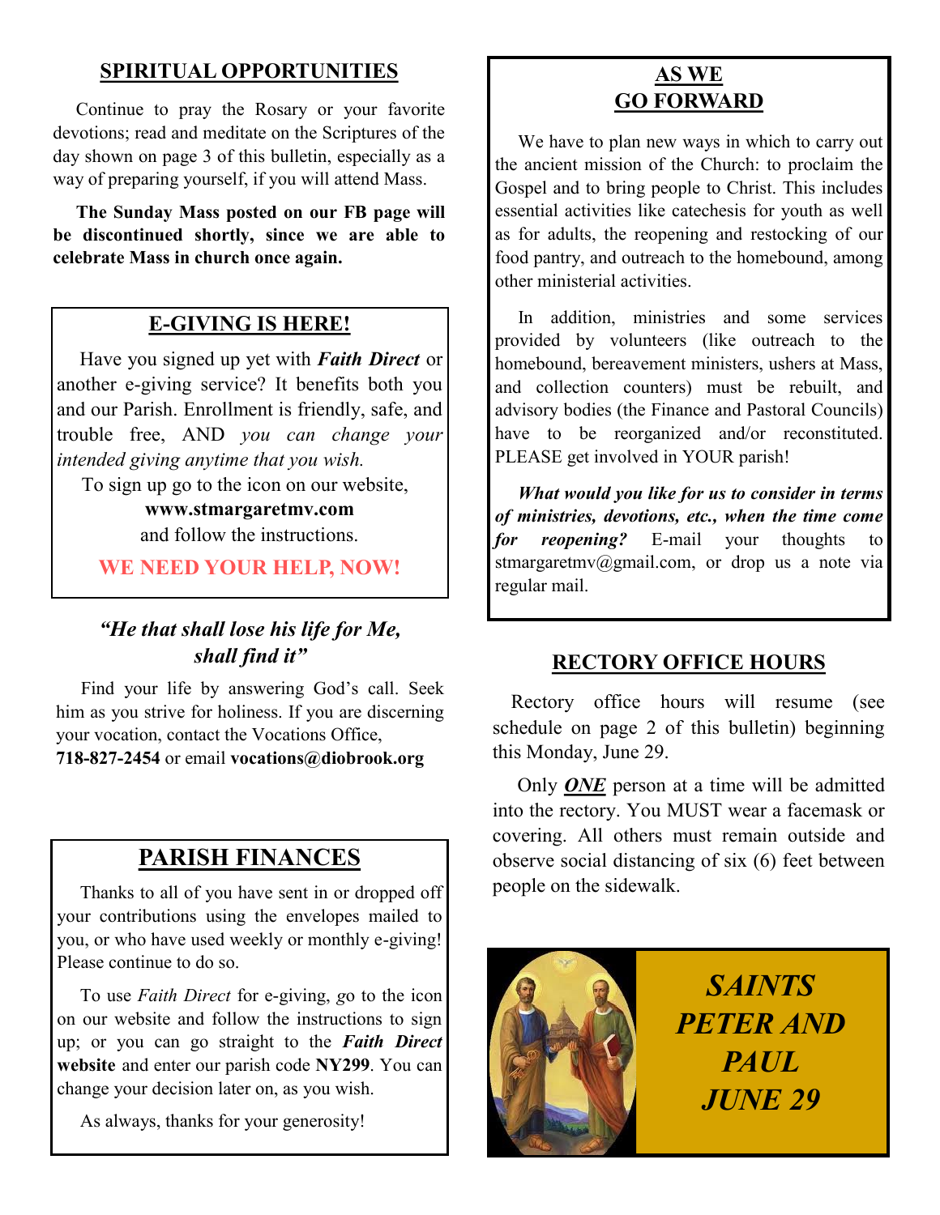## SPIRITUAL OPPORTUNITIES

Continue to pray the Rosary or your favorite devotions; read and meditate on the Scriptures of the day shown on page 3 of this bulletin, especially as a way of preparing yourself, if you will attend Mass.

**The Sunday Mass posted on our FB page will be discontinued shortly, since we are able to celebrate Mass in church once again.**

## E-GIVING IS HERE!

Have you signed up yet with ***Faith Direct*** or another e-giving service? It benefits both you and our Parish. Enrollment is friendly, safe, and trouble free, AND *you can change your intended giving anytime that you wish.*

To sign up go to the icon on our website,

**www.stmargaretmv.com**

and follow the instructions.

**WE NEED YOUR HELP, NOW!**

### *"He that shall lose his life for Me, shall find it"*

Find your life by answering God's call. Seek him as you strive for holiness. If you are discerning your vocation, contact the Vocations Office, **718-827-2454** or email **vocations@diobrook.org**

## PARISH FINANCES

Thanks to all of you have sent in or dropped off your contributions using the envelopes mailed to you, or who have used weekly or monthly e-giving! Please continue to do so.

To use *Faith Direct* for e-giving, go to the icon on our website and follow the instructions to sign up; or you can go straight to the ***Faith Direct* website** and enter our parish code **NY299**. You can change your decision later on, as you wish.

As always, thanks for your generosity!

## AS WE GO FORWARD

We have to plan new ways in which to carry out the ancient mission of the Church: to proclaim the Gospel and to bring people to Christ. This includes essential activities like catechesis for youth as well as for adults, the reopening and restocking of our food pantry, and outreach to the homebound, among other ministerial activities.

In addition, ministries and some services provided by volunteers (like outreach to the homebound, bereavement ministers, ushers at Mass, and collection counters) must be rebuilt, and advisory bodies (the Finance and Pastoral Councils) have to be reorganized and/or reconstituted. PLEASE get involved in YOUR parish!

***What would you like for us to consider in terms of ministries, devotions, etc., when the time come for reopening?*** E-mail your thoughts to stmargaretmv@gmail.com, or drop us a note via regular mail.

## RECTORY OFFICE HOURS

Rectory office hours will resume (see schedule on page 2 of this bulletin) beginning this Monday, June 29.

Only ***ONE*** person at a time will be admitted into the rectory. You MUST wear a facemask or covering. All others must remain outside and observe social distancing of six (6) feet between people on the sidewalk.

***SAINTS PETER AND PAUL JUNE 29***